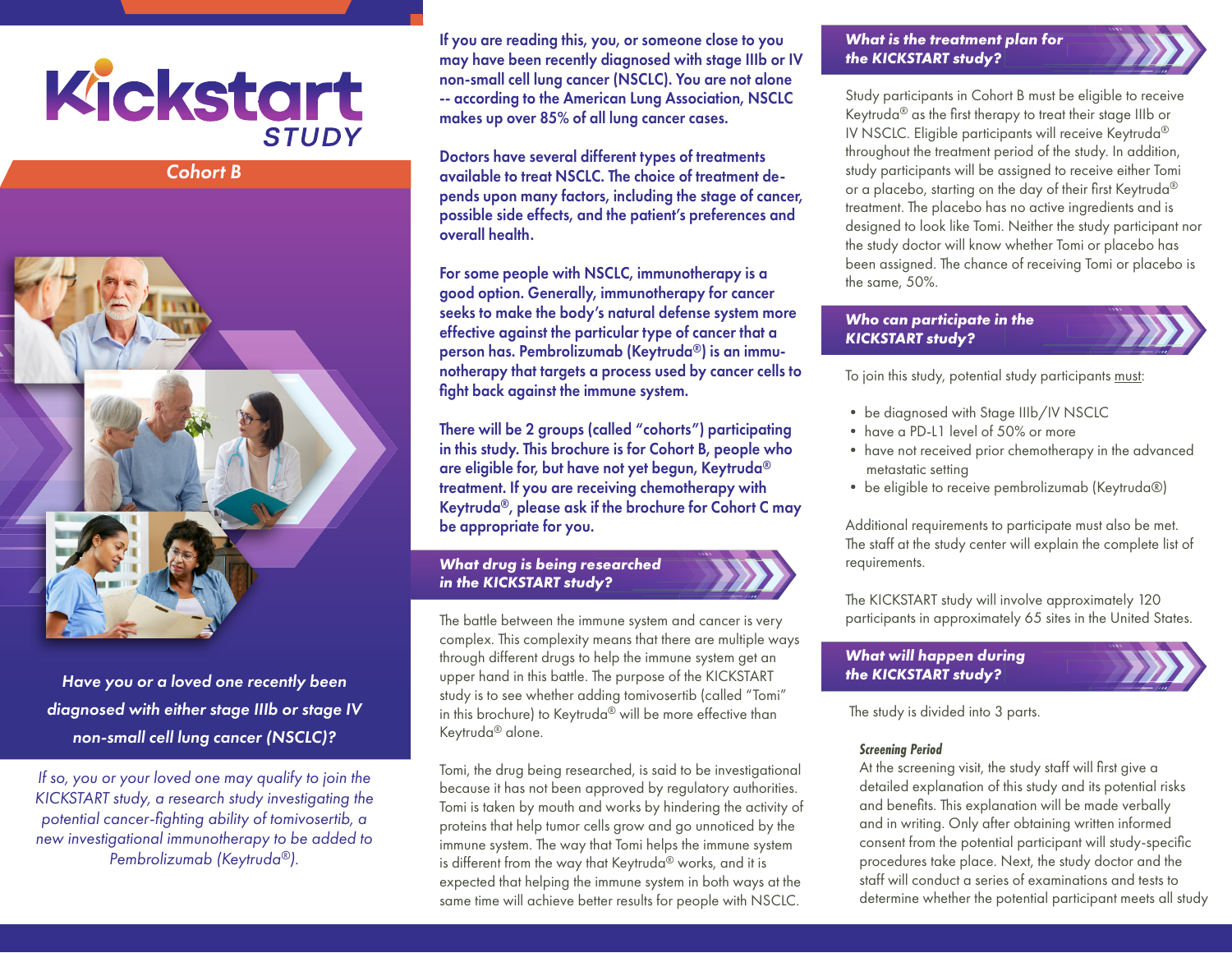# Kickstart STUDY

## Cohort B

*Have you or a loved one recently been diagnosed with either stage IIIb or stage IV non-small cell lung cancer (NSCLC)?*

*If so, you or your loved one may qualify to join the KICKSTART study, a research study investigating the potential cancer-fighting ability of tomivosertib, a new investigational immunotherapy to be added to Pembrolizumab (Keytruda®).*

**If you are reading this, you, or someone close to you may have been recently diagnosed with stage IIIb or IV non-small cell lung cancer (NSCLC). You are not alone -- according to the American Lung Association, NSCLC makes up over 85% of all lung cancer cases.**

**Doctors have several different types of treatments available to treat NSCLC. The choice of treatment depends upon many factors, including the stage of cancer, possible side effects, and the patient's preferences and overall health.**

**For some people with NSCLC, immunotherapy is a good option. Generally, immunotherapy for cancer seeks to make the body's natural defense system more effective against the particular type of cancer that a person has. Pembrolizumab (Keytruda®) is an immunotherapy that targets a process used by cancer cells to fight back against the immune system.**

**There will be 2 groups (called "cohorts") participating in this study. This brochure is for Cohort B, people who are eligible for, but have not yet begun, Keytruda® treatment. If you are receiving chemotherapy with Keytruda®, please ask if the brochure for Cohort C may be appropriate for you.**

## What drug is being researched in the KICKSTART study?

The battle between the immune system and cancer is very complex. This complexity means that there are multiple ways through different drugs to help the immune system get an upper hand in this battle. The purpose of the KICKSTART study is to see whether adding tomivosertib (called "Tomi" in this brochure) to Keytruda® will be more effective than Keytruda® alone.

Tomi, the drug being researched, is said to be investigational because it has not been approved by regulatory authorities. Tomi is taken by mouth and works by hindering the activity of proteins that help tumor cells grow and go unnoticed by the immune system. The way that Tomi helps the immune system is different from the way that Keytruda® works, and it is expected that helping the immune system in both ways at the same time will achieve better results for people with NSCLC.

## What is the treatment plan for the KICKSTART study?

Study participants in Cohort B must be eligible to receive Keytruda® as the first therapy to treat their stage IIIb or IV NSCLC. Eligible participants will receive Keytruda® throughout the treatment period of the study. In addition, study participants will be assigned to receive either Tomi or a placebo, starting on the day of their first Keytruda® treatment. The placebo has no active ingredients and is designed to look like Tomi. Neither the study participant nor the study doctor will know whether Tomi or placebo has been assigned. The chance of receiving Tomi or placebo is the same, 50%.

## Who can participate in the KICKSTART study?

To join this study, potential study participants must:

- be diagnosed with Stage IIIb/IV NSCLC
- have a PD-L1 level of 50% or more
- have not received prior chemotherapy in the advanced metastatic setting
- be eligible to receive pembrolizumab (Keytruda®)

Additional requirements to participate must also be met. The staff at the study center will explain the complete list of requirements.

The KICKSTART study will involve approximately 120 participants in approximately 65 sites in the United States.

## What will happen during the KICKSTART study?

The study is divided into 3 parts.

**Screening Period**

At the screening visit, the study staff will first give a detailed explanation of this study and its potential risks and benefits. This explanation will be made verbally and in writing. Only after obtaining written informed consent from the potential participant will study-specific procedures take place. Next, the study doctor and the staff will conduct a series of examinations and tests to determine whether the potential participant meets all study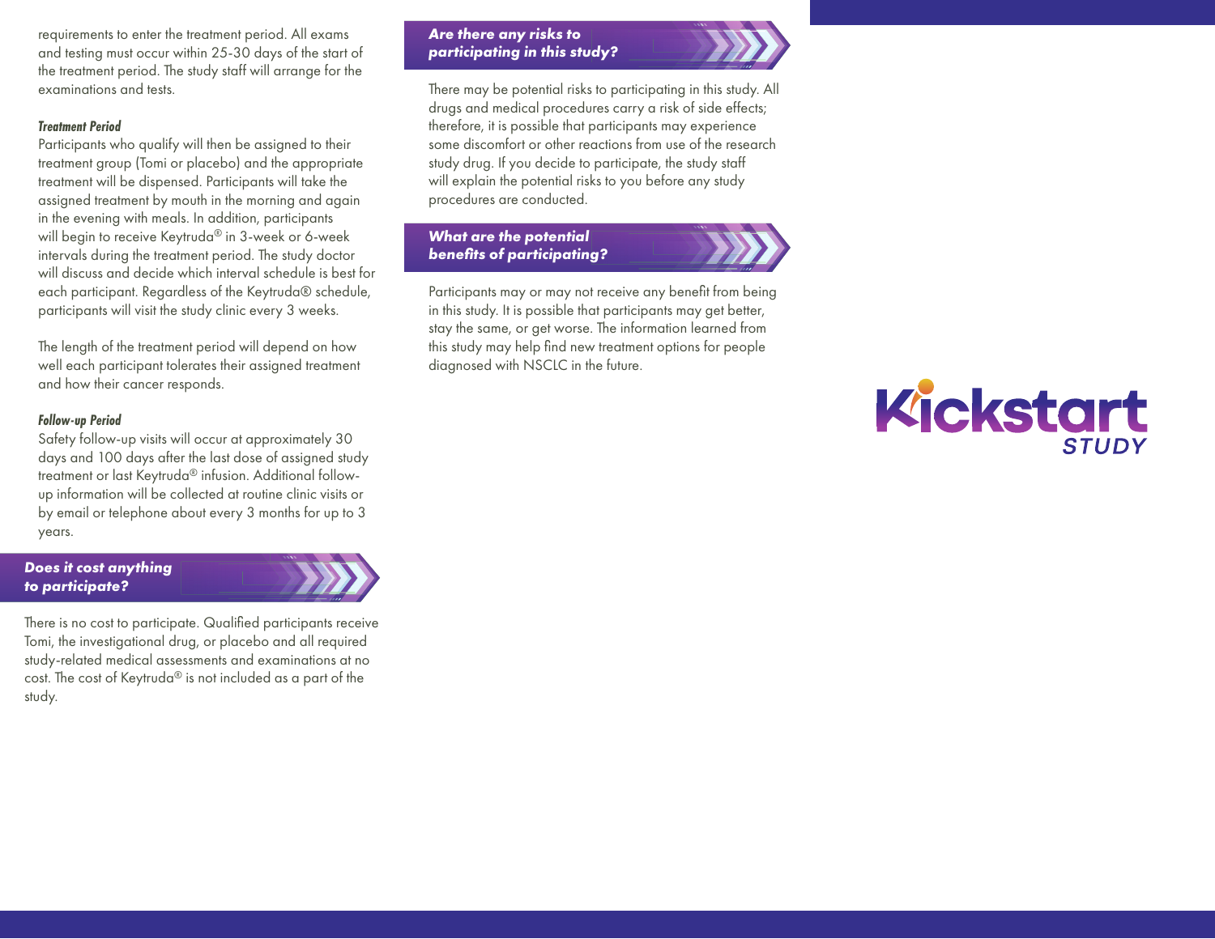requirements to enter the treatment period. All exams and testing must occur within 25-30 days of the start of the treatment period. The study staff will arrange for the examinations and tests.

***Treatment Period***

Participants who qualify will then be assigned to their treatment group (Tomi or placebo) and the appropriate treatment will be dispensed. Participants will take the assigned treatment by mouth in the morning and again in the evening with meals. In addition, participants will begin to receive Keytruda® in 3-week or 6-week intervals during the treatment period. The study doctor will discuss and decide which interval schedule is best for each participant. Regardless of the Keytruda® schedule, participants will visit the study clinic every 3 weeks.

The length of the treatment period will depend on how well each participant tolerates their assigned treatment and how their cancer responds.

***Follow-up Period***

Safety follow-up visits will occur at approximately 30 days and 100 days after the last dose of assigned study treatment or last Keytruda® infusion. Additional follow-up information will be collected at routine clinic visits or by email or telephone about every 3 months for up to 3 years.

## *Does it cost anything to participate?*

There is no cost to participate. Qualified participants receive Tomi, the investigational drug, or placebo and all required study-related medical assessments and examinations at no cost. The cost of Keytruda® is not included as a part of the study.

## *Are there any risks to participating in this study?*

There may be potential risks to participating in this study. All drugs and medical procedures carry a risk of side effects; therefore, it is possible that participants may experience some discomfort or other reactions from use of the research study drug. If you decide to participate, the study staff will explain the potential risks to you before any study procedures are conducted.

## *What are the potential benefits of participating?*

Participants may or may not receive any benefit from being in this study. It is possible that participants may get better, stay the same, or get worse. The information learned from this study may help find new treatment options for people diagnosed with NSCLC in the future.

Kickstart STUDY